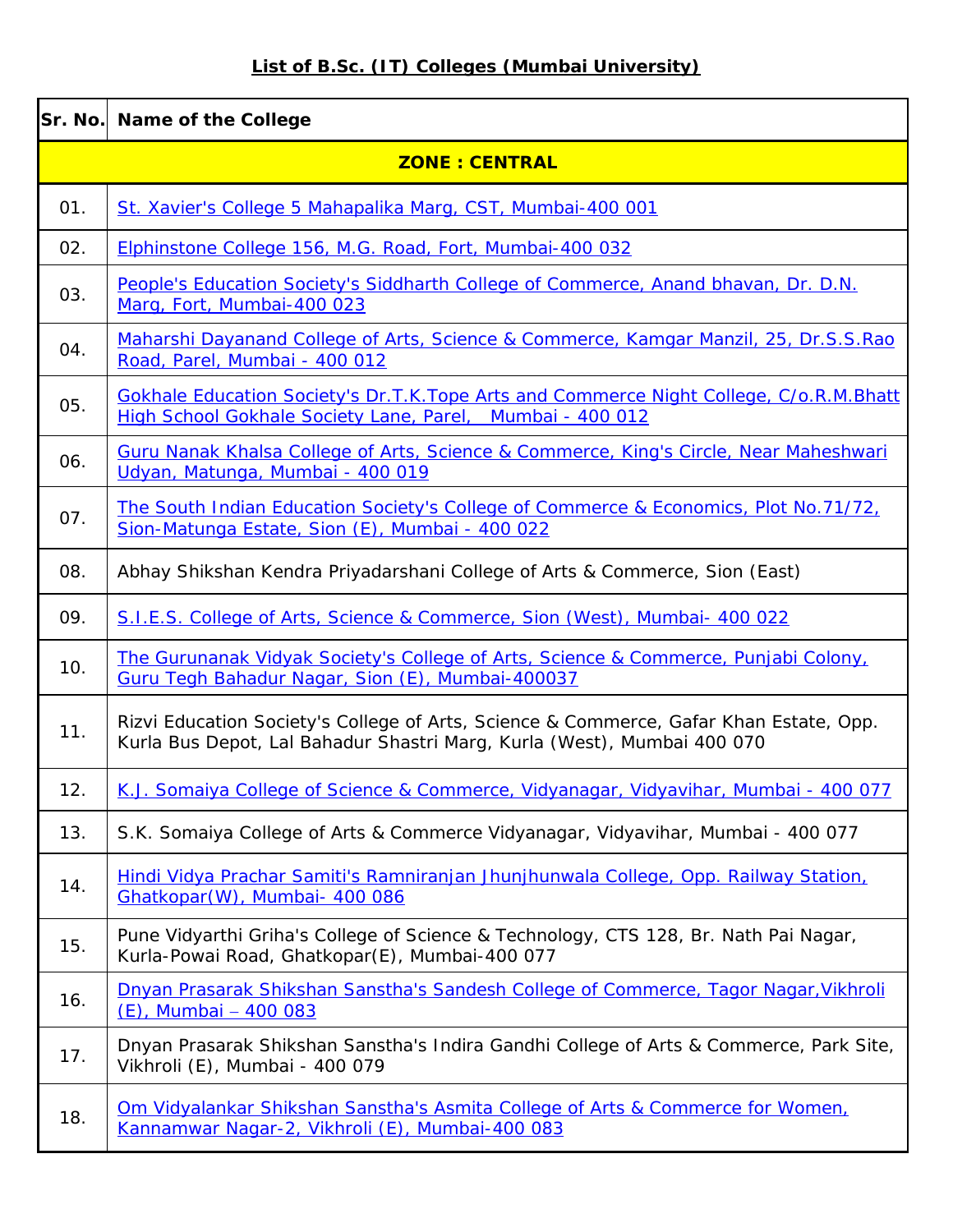# List of B.Sc. (IT) Colleges (Mumbai University)

| Sr. No. | Name of the College |
|---|---|
| **ZONE : CENTRAL** | |
| 01. | St. Xavier's College 5 Mahapalika Marg, CST, Mumbai-400 001 |
| 02. | Elphinstone College 156, M.G. Road, Fort, Mumbai-400 032 |
| 03. | People's Education Society's Siddharth College of Commerce, Anand bhavan, Dr. D.N. Marg, Fort, Mumbai-400 023 |
| 04. | Maharshi Dayanand College of Arts, Science & Commerce, Kamgar Manzil, 25, Dr.S.S.Rao Road, Parel, Mumbai - 400 012 |
| 05. | Gokhale Education Society's Dr.T.K.Tope Arts and Commerce Night College, C/o.R.M.Bhatt High School Gokhale Society Lane, Parel, Mumbai - 400 012 |
| 06. | Guru Nanak Khalsa College of Arts, Science & Commerce, King's Circle, Near Maheshwari Udyan, Matunga, Mumbai - 400 019 |
| 07. | The South Indian Education Society's College of Commerce & Economics, Plot No.71/72, Sion-Matunga Estate, Sion (E), Mumbai - 400 022 |
| 08. | Abhay Shikshan Kendra Priyadarshani College of Arts & Commerce, Sion (East) |
| 09. | S.I.E.S. College of Arts, Science & Commerce, Sion (West), Mumbai- 400 022 |
| 10. | The Gurunanak Vidyak Society's College of Arts, Science & Commerce, Punjabi Colony, Guru Tegh Bahadur Nagar, Sion (E), Mumbai-400037 |
| 11. | Rizvi Education Society's College of Arts, Science & Commerce, Gafar Khan Estate, Opp. Kurla Bus Depot, Lal Bahadur Shastri Marg, Kurla (West), Mumbai 400 070 |
| 12. | K.J. Somaiya College of Science & Commerce, Vidyanagar, Vidyavihar, Mumbai - 400 077 |
| 13. | S.K. Somaiya College of Arts & Commerce Vidyanagar, Vidyavihar, Mumbai - 400 077 |
| 14. | Hindi Vidya Prachar Samiti's Ramniranjan Jhunjhunwala College, Opp. Railway Station, Ghatkopar(W), Mumbai- 400 086 |
| 15. | Pune Vidyarthi Griha's College of Science & Technology, CTS 128, Br. Nath Pai Nagar, Kurla-Powai Road, Ghatkopar(E), Mumbai-400 077 |
| 16. | Dnyan Prasarak Shikshan Sanstha's Sandesh College of Commerce, Tagor Nagar,Vikhroli (E), Mumbai – 400 083 |
| 17. | Dnyan Prasarak Shikshan Sanstha's Indira Gandhi College of Arts & Commerce, Park Site, Vikhroli (E), Mumbai - 400 079 |
| 18. | Om Vidyalankar Shikshan Sanstha's Asmita College of Arts & Commerce for Women, Kannamwar Nagar-2, Vikhroli (E), Mumbai-400 083 |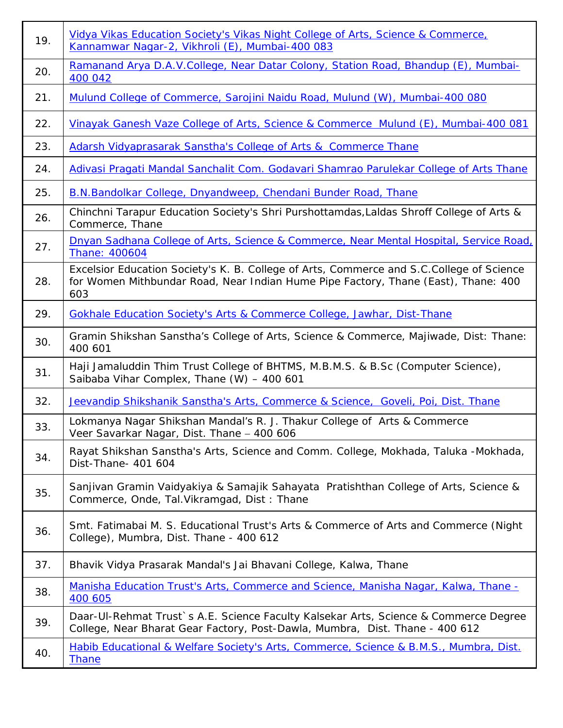| | |
|---|---|
| 19. | Vidya Vikas Education Society's Vikas Night College of Arts, Science & Commerce, Kannamwar Nagar-2, Vikhroli (E), Mumbai-400 083 |
| 20. | Ramanand Arya D.A.V.College, Near Datar Colony, Station Road, Bhandup (E), Mumbai-400 042 |
| 21. | Mulund College of Commerce, Sarojini Naidu Road, Mulund (W), Mumbai-400 080 |
| 22. | Vinayak Ganesh Vaze College of Arts, Science & Commerce Mulund (E), Mumbai-400 081 |
| 23. | Adarsh Vidyaprasarak Sanstha's College of Arts & Commerce Thane |
| 24. | Adivasi Pragati Mandal Sanchalit Com. Godavari Shamrao Parulekar College of Arts Thane |
| 25. | B.N.Bandolkar College, Dnyandweep, Chendani Bunder Road, Thane |
| 26. | Chinchni Tarapur Education Society's Shri Purshottamdas,Laldas Shroff College of Arts & Commerce, Thane |
| 27. | Dnyan Sadhana College of Arts, Science & Commerce, Near Mental Hospital, Service Road, Thane: 400604 |
| 28. | Excelsior Education Society's K. B. College of Arts, Commerce and S.C.College of Science for Women Mithbundar Road, Near Indian Hume Pipe Factory, Thane (East), Thane: 400 603 |
| 29. | Gokhale Education Society's Arts & Commerce College, Jawhar, Dist-Thane |
| 30. | Gramin Shikshan Sanstha's College of Arts, Science & Commerce, Majiwade, Dist: Thane: 400 601 |
| 31. | Haji Jamaluddin Thim Trust College of BHTMS, M.B.M.S. & B.Sc (Computer Science), Saibaba Vihar Complex, Thane (W) – 400 601 |
| 32. | Jeevandip Shikshanik Sanstha's Arts, Commerce & Science, Goveli, Poi, Dist. Thane |
| 33. | Lokmanya Nagar Shikshan Mandal's R. J. Thakur College of Arts & Commerce Veer Savarkar Nagar, Dist. Thane – 400 606 |
| 34. | Rayat Shikshan Sanstha's Arts, Science and Comm. College, Mokhada, Taluka -Mokhada, Dist-Thane- 401 604 |
| 35. | Sanjivan Gramin Vaidyakiya & Samajik Sahayata Pratishthan College of Arts, Science & Commerce, Onde, Tal.Vikramgad, Dist : Thane |
| 36. | Smt. Fatimabai M. S. Educational Trust's Arts & Commerce of Arts and Commerce (Night College), Mumbra, Dist. Thane - 400 612 |
| 37. | Bhavik Vidya Prasarak Mandal's Jai Bhavani College, Kalwa, Thane |
| 38. | Manisha Education Trust's Arts, Commerce and Science, Manisha Nagar, Kalwa, Thane - 400 605 |
| 39. | Daar-Ul-Rehmat Trust`s A.E. Science Faculty Kalsekar Arts, Science & Commerce Degree College, Near Bharat Gear Factory, Post-Dawla, Mumbra, Dist. Thane - 400 612 |
| 40. | Habib Educational & Welfare Society's Arts, Commerce, Science & B.M.S., Mumbra, Dist. Thane |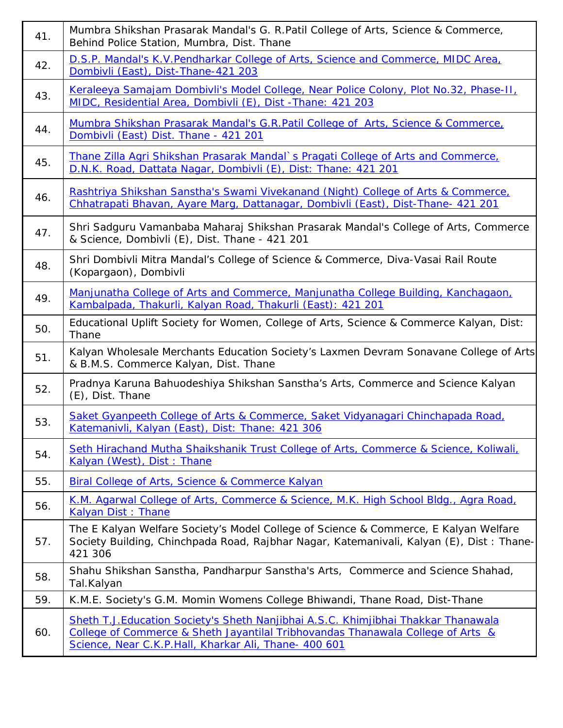| | |
|---|---|
| 41. | Mumbra Shikshan Prasarak Mandal's G. R.Patil College of Arts, Science & Commerce, Behind Police Station, Mumbra, Dist. Thane |
| 42. | D.S.P. Mandal's K.V.Pendharkar College of Arts, Science and Commerce, MIDC Area, Dombivli (East), Dist-Thane-421 203 |
| 43. | Keraleeya Samajam Dombivli's Model College, Near Police Colony, Plot No.32, Phase-II, MIDC, Residential Area, Dombivli (E), Dist -Thane: 421 203 |
| 44. | Mumbra Shikshan Prasarak Mandal's G.R.Patil College of Arts, Science & Commerce, Dombivli (East) Dist. Thane - 421 201 |
| 45. | Thane Zilla Agri Shikshan Prasarak Mandal`s Pragati College of Arts and Commerce, D.N.K. Road, Dattata Nagar, Dombivli (E), Dist: Thane: 421 201 |
| 46. | Rashtriya Shikshan Sanstha's Swami Vivekanand (Night) College of Arts & Commerce, Chhatrapati Bhavan, Ayare Marg, Dattanagar, Dombivli (East), Dist-Thane- 421 201 |
| 47. | Shri Sadguru Vamanbaba Maharaj Shikshan Prasarak Mandal's College of Arts, Commerce & Science, Dombivli (E), Dist. Thane - 421 201 |
| 48. | Shri Dombivli Mitra Mandal's College of Science & Commerce, Diva-Vasai Rail Route (Kopargaon), Dombivli |
| 49. | Manjunatha College of Arts and Commerce, Manjunatha College Building, Kanchagaon, Kambalpada, Thakurli, Kalyan Road, Thakurli (East): 421 201 |
| 50. | Educational Uplift Society for Women, College of Arts, Science & Commerce Kalyan, Dist: Thane |
| 51. | Kalyan Wholesale Merchants Education Society's Laxmen Devram Sonavane College of Arts & B.M.S. Commerce Kalyan, Dist. Thane |
| 52. | Pradnya Karuna Bahuodeshiya Shikshan Sanstha's Arts, Commerce and Science Kalyan (E), Dist. Thane |
| 53. | Saket Gyanpeeth College of Arts & Commerce, Saket Vidyanagari Chinchapada Road, Katemanivli, Kalyan (East), Dist: Thane: 421 306 |
| 54. | Seth Hirachand Mutha Shaikshanik Trust College of Arts, Commerce & Science, Koliwali, Kalyan (West), Dist : Thane |
| 55. | Biral College of Arts, Science & Commerce Kalyan |
| 56. | K.M. Agarwal College of Arts, Commerce & Science, M.K. High School Bldg., Agra Road, Kalyan Dist : Thane |
| 57. | The E Kalyan Welfare Society's Model College of Science & Commerce, E Kalyan Welfare Society Building, Chinchpada Road, Rajbhar Nagar, Katemanivali, Kalyan (E), Dist : Thane-421 306 |
| 58. | Shahu Shikshan Sanstha, Pandharpur Sanstha's Arts, Commerce and Science Shahad, Tal.Kalyan |
| 59. | K.M.E. Society's G.M. Momin Womens College Bhiwandi, Thane Road, Dist-Thane |
| 60. | Sheth T.J.Education Society's Sheth Nanjibhai A.S.C. Khimjibhai Thakkar Thanawala College of Commerce & Sheth Jayantilal Tribhovandas Thanawala College of Arts & Science, Near C.K.P.Hall, Kharkar Ali, Thane- 400 601 |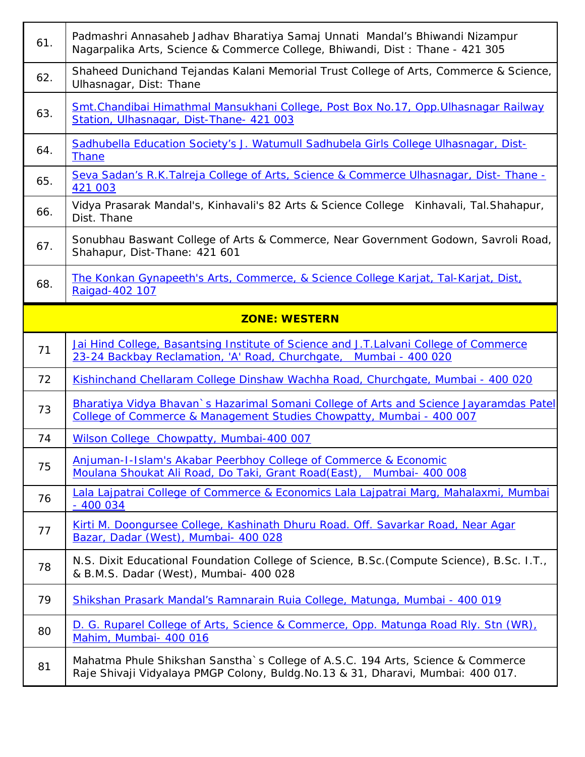| | |
|---|---|
| 61. | Padmashri Annasaheb Jadhav Bharatiya Samaj Unnati Mandal's Bhiwandi Nizampur Nagarpalika Arts, Science & Commerce College, Bhiwandi, Dist : Thane - 421 305 |
| 62. | Shaheed Dunichand Tejandas Kalani Memorial Trust College of Arts, Commerce & Science, Ulhasnagar, Dist: Thane |
| 63. | Smt.Chandibai Himathmal Mansukhani College, Post Box No.17, Opp.Ulhasnagar Railway Station, Ulhasnagar, Dist-Thane- 421 003 |
| 64. | Sadhubella Education Society's J. Watumull Sadhubela Girls College Ulhasnagar, Dist-Thane |
| 65. | Seva Sadan's R.K.Talreja College of Arts, Science & Commerce Ulhasnagar, Dist- Thane - 421 003 |
| 66. | Vidya Prasarak Mandal's, Kinhavali's 82 Arts & Science College Kinhavali, Tal.Shahapur, Dist. Thane |
| 67. | Sonubhau Baswant College of Arts & Commerce, Near Government Godown, Savroli Road, Shahapur, Dist-Thane: 421 601 |
| 68. | The Konkan Gynapeeth's Arts, Commerce, & Science College Karjat, Tal-Karjat, Dist, Raigad-402 107 |
| **ZONE: WESTERN** | |
| 71 | Jai Hind College, Basantsing Institute of Science and J.T.Lalvani College of Commerce 23-24 Backbay Reclamation, 'A' Road, Churchgate, Mumbai - 400 020 |
| 72 | Kishinchand Chellaram College Dinshaw Wachha Road, Churchgate, Mumbai - 400 020 |
| 73 | Bharatiya Vidya Bhavan`s Hazarimal Somani College of Arts and Science Jayaramdas Patel College of Commerce & Management Studies Chowpatty, Mumbai - 400 007 |
| 74 | Wilson College Chowpatty, Mumbai-400 007 |
| 75 | Anjuman-I-Islam's Akabar Peerbhoy College of Commerce & Economic Moulana Shoukat Ali Road, Do Taki, Grant Road(East), Mumbai- 400 008 |
| 76 | Lala Lajpatrai College of Commerce & Economics Lala Lajpatrai Marg, Mahalaxmi, Mumbai - 400 034 |
| 77 | Kirti M. Doongursee College, Kashinath Dhuru Road. Off. Savarkar Road, Near Agar Bazar, Dadar (West), Mumbai- 400 028 |
| 78 | N.S. Dixit Educational Foundation College of Science, B.Sc.(Compute Science), B.Sc. I.T., & B.M.S. Dadar (West), Mumbai- 400 028 |
| 79 | Shikshan Prasark Mandal's Ramnarain Ruia College, Matunga, Mumbai - 400 019 |
| 80 | D. G. Ruparel College of Arts, Science & Commerce, Opp. Matunga Road Rly. Stn (WR), Mahim, Mumbai- 400 016 |
| 81 | Mahatma Phule Shikshan Sanstha`s College of A.S.C. 194 Arts, Science & Commerce Raje Shivaji Vidyalaya PMGP Colony, Buldg.No.13 & 31, Dharavi, Mumbai: 400 017. |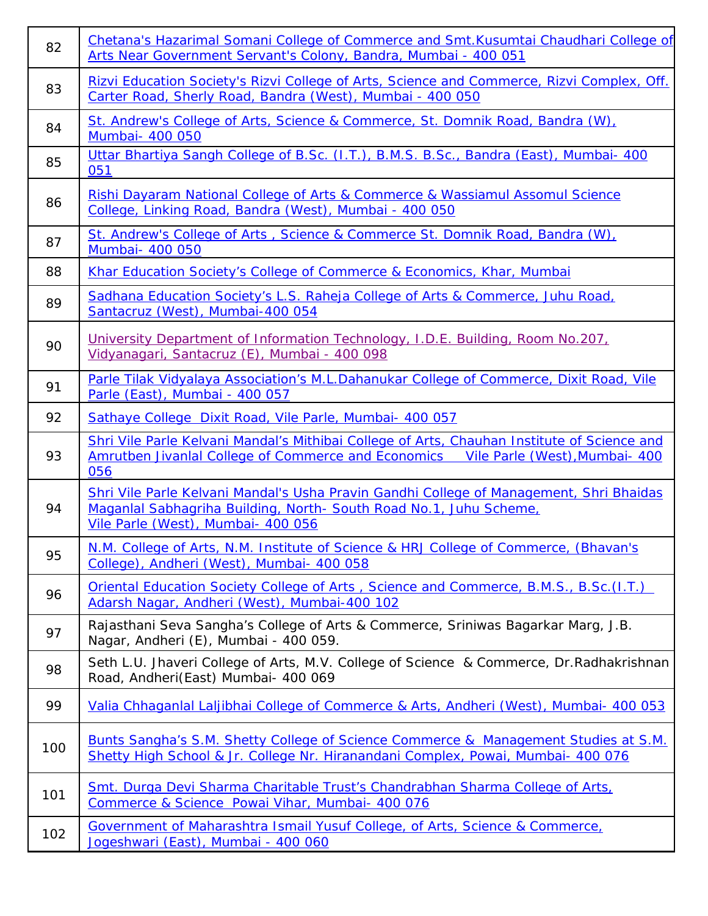| | |
|---|---|
| 82 | Chetana's Hazarimal Somani College of Commerce and Smt.Kusumtai Chaudhari College of Arts Near Government Servant's Colony, Bandra, Mumbai - 400 051 |
| 83 | Rizvi Education Society's Rizvi College of Arts, Science and Commerce, Rizvi Complex, Off. Carter Road, Sherly Road, Bandra (West), Mumbai - 400 050 |
| 84 | St. Andrew's College of Arts, Science & Commerce, St. Domnik Road, Bandra (W), Mumbai- 400 050 |
| 85 | Uttar Bhartiya Sangh College of B.Sc. (I.T.), B.M.S. B.Sc., Bandra (East), Mumbai- 400 051 |
| 86 | Rishi Dayaram National College of Arts & Commerce & Wassiamul Assomul Science College, Linking Road, Bandra (West), Mumbai - 400 050 |
| 87 | St. Andrew's College of Arts , Science & Commerce St. Domnik Road, Bandra (W), Mumbai- 400 050 |
| 88 | Khar Education Society’s College of Commerce & Economics, Khar, Mumbai |
| 89 | Sadhana Education Society’s L.S. Raheja College of Arts & Commerce, Juhu Road, Santacruz (West), Mumbai-400 054 |
| 90 | University Department of Information Technology, I.D.E. Building, Room No.207, Vidyanagari, Santacruz (E), Mumbai - 400 098 |
| 91 | Parle Tilak Vidyalaya Association’s M.L.Dahanukar College of Commerce, Dixit Road, Vile Parle (East), Mumbai - 400 057 |
| 92 | Sathaye College Dixit Road, Vile Parle, Mumbai- 400 057 |
| 93 | Shri Vile Parle Kelvani Mandal’s Mithibai College of Arts, Chauhan Institute of Science and Amrutben Jivanlal College of Commerce and Economics Vile Parle (West),Mumbai- 400 056 |
| 94 | Shri Vile Parle Kelvani Mandal's Usha Pravin Gandhi College of Management, Shri Bhaidas Maganlal Sabhagriha Building, North- South Road No.1, Juhu Scheme, Vile Parle (West), Mumbai- 400 056 |
| 95 | N.M. College of Arts, N.M. Institute of Science & HRJ College of Commerce, (Bhavan's College), Andheri (West), Mumbai- 400 058 |
| 96 | Oriental Education Society College of Arts , Science and Commerce, B.M.S., B.Sc.(I.T.) Adarsh Nagar, Andheri (West), Mumbai-400 102 |
| 97 | Rajasthani Seva Sangha’s College of Arts & Commerce, Sriniwas Bagarkar Marg, J.B. Nagar, Andheri (E), Mumbai - 400 059. |
| 98 | Seth L.U. Jhaveri College of Arts, M.V. College of Science & Commerce, Dr.Radhakrishnan Road, Andheri(East) Mumbai- 400 069 |
| 99 | Valia Chhaganlal Laljibhai College of Commerce & Arts, Andheri (West), Mumbai- 400 053 |
| 100 | Bunts Sangha’s S.M. Shetty College of Science Commerce & Management Studies at S.M. Shetty High School & Jr. College Nr. Hiranandani Complex, Powai, Mumbai- 400 076 |
| 101 | Smt. Durga Devi Sharma Charitable Trust’s Chandrabhan Sharma College of Arts, Commerce & Science Powai Vihar, Mumbai- 400 076 |
| 102 | Government of Maharashtra Ismail Yusuf College, of Arts, Science & Commerce, Jogeshwari (East), Mumbai - 400 060 |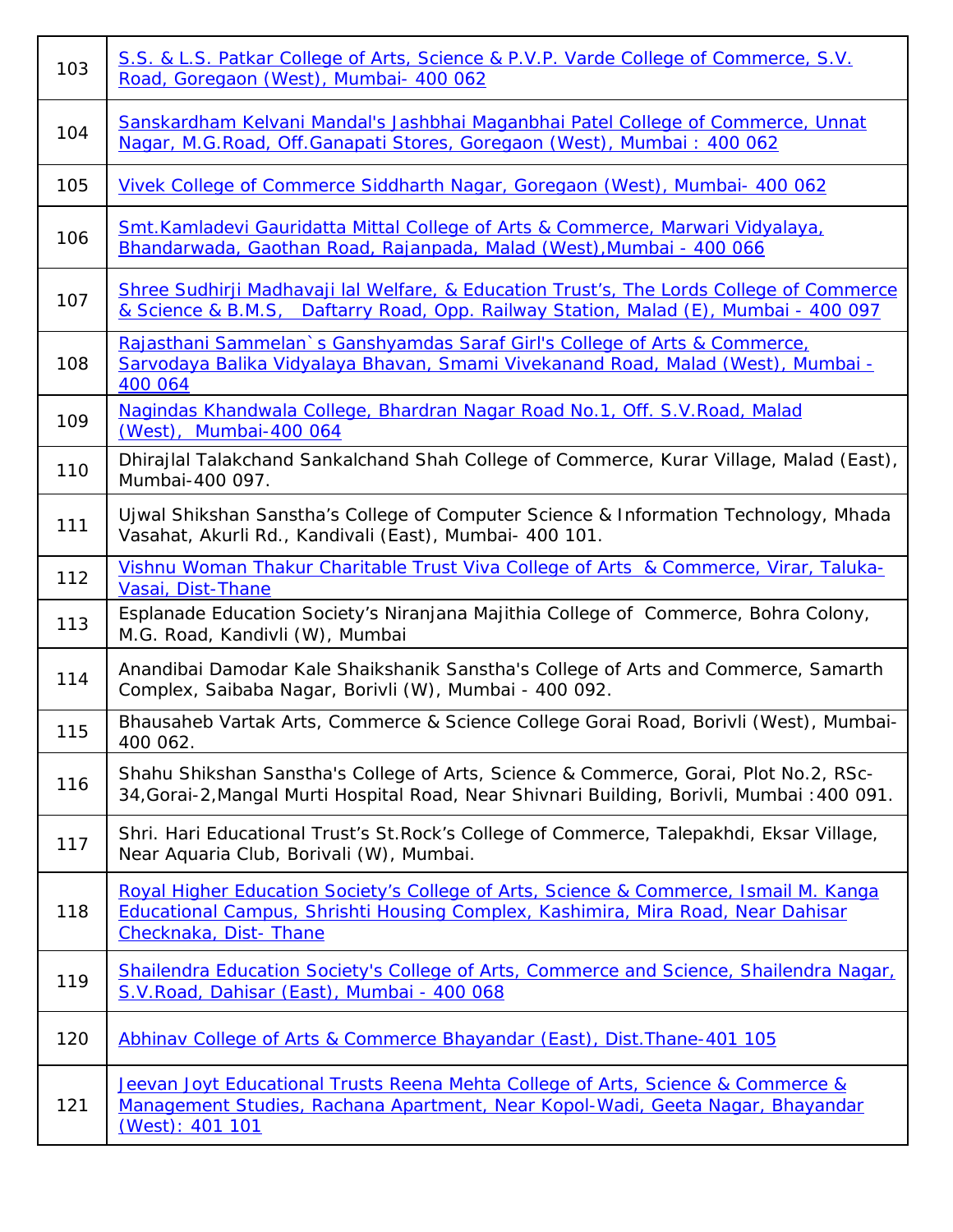| | |
|---|---|
| 103 | S.S. & L.S. Patkar College of Arts, Science & P.V.P. Varde College of Commerce, S.V. Road, Goregaon (West), Mumbai- 400 062 |
| 104 | Sanskardham Kelvani Mandal's Jashbhai Maganbhai Patel College of Commerce, Unnat Nagar, M.G.Road, Off.Ganapati Stores, Goregaon (West), Mumbai : 400 062 |
| 105 | Vivek College of Commerce Siddharth Nagar, Goregaon (West), Mumbai- 400 062 |
| 106 | Smt.Kamladevi Gauridatta Mittal College of Arts & Commerce, Marwari Vidyalaya, Bhandarwada, Gaothan Road, Rajanpada, Malad (West),Mumbai - 400 066 |
| 107 | Shree Sudhirji Madhavaji lal Welfare, & Education Trust's, The Lords College of Commerce & Science & B.M.S, Daftarry Road, Opp. Railway Station, Malad (E), Mumbai - 400 097 |
| 108 | Rajasthani Sammelan`s Ganshyamdas Saraf Girl's College of Arts & Commerce, Sarvodaya Balika Vidyalaya Bhavan, Smami Vivekanand Road, Malad (West), Mumbai - 400 064 |
| 109 | Nagindas Khandwala College, Bhardran Nagar Road No.1, Off. S.V.Road, Malad (West), Mumbai-400 064 |
| 110 | Dhirajlal Talakchand Sankalchand Shah College of Commerce, Kurar Village, Malad (East), Mumbai-400 097. |
| 111 | Ujwal Shikshan Sanstha's College of Computer Science & Information Technology, Mhada Vasahat, Akurli Rd., Kandivali (East), Mumbai- 400 101. |
| 112 | Vishnu Woman Thakur Charitable Trust Viva College of Arts & Commerce, Virar, Taluka-Vasai, Dist-Thane |
| 113 | Esplanade Education Society's Niranjana Majithia College of Commerce, Bohra Colony, M.G. Road, Kandivli (W), Mumbai |
| 114 | Anandibai Damodar Kale Shaikshanik Sanstha's College of Arts and Commerce, Samarth Complex, Saibaba Nagar, Borivli (W), Mumbai - 400 092. |
| 115 | Bhausaheb Vartak Arts, Commerce & Science College Gorai Road, Borivli (West), Mumbai-400 062. |
| 116 | Shahu Shikshan Sanstha's College of Arts, Science & Commerce, Gorai, Plot No.2, RSc-34,Gorai-2,Mangal Murti Hospital Road, Near Shivnari Building, Borivli, Mumbai :400 091. |
| 117 | Shri. Hari Educational Trust's St.Rock's College of Commerce, Talepakhdi, Eksar Village, Near Aquaria Club, Borivali (W), Mumbai. |
| 118 | Royal Higher Education Society's College of Arts, Science & Commerce, Ismail M. Kanga Educational Campus, Shrishti Housing Complex, Kashimira, Mira Road, Near Dahisar Checknaka, Dist- Thane |
| 119 | Shailendra Education Society's College of Arts, Commerce and Science, Shailendra Nagar, S.V.Road, Dahisar (East), Mumbai - 400 068 |
| 120 | Abhinav College of Arts & Commerce Bhayandar (East), Dist.Thane-401 105 |
| 121 | Jeevan Joyt Educational Trusts Reena Mehta College of Arts, Science & Commerce & Management Studies, Rachana Apartment, Near Kopol-Wadi, Geeta Nagar, Bhayandar (West): 401 101 |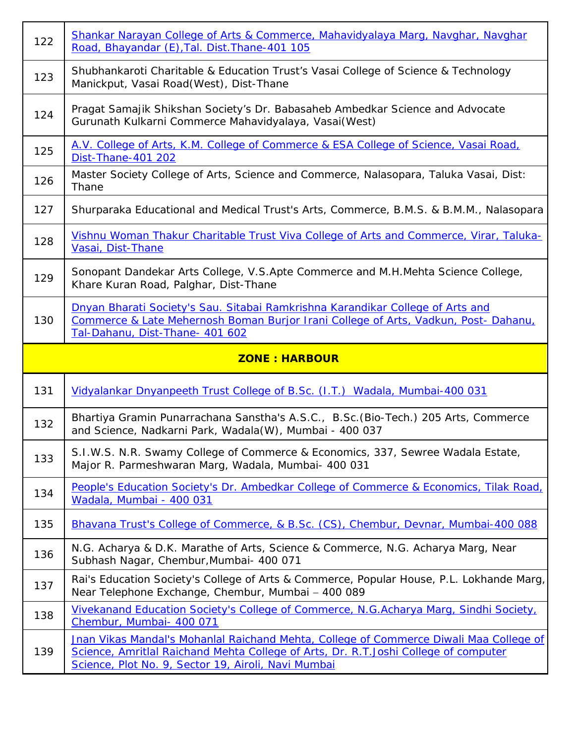| | |
|---|---|
| 122 | Shankar Narayan College of Arts & Commerce, Mahavidyalaya Marg, Navghar, Navghar Road, Bhayandar (E),Tal. Dist.Thane-401 105 |
| 123 | Shubhankaroti Charitable & Education Trust's Vasai College of Science & Technology Manickput, Vasai Road(West), Dist-Thane |
| 124 | Pragat Samajik Shikshan Society's Dr. Babasaheb Ambedkar Science and Advocate Gurunath Kulkarni Commerce Mahavidyalaya, Vasai(West) |
| 125 | A.V. College of Arts, K.M. College of Commerce & ESA College of Science, Vasai Road, Dist-Thane-401 202 |
| 126 | Master Society College of Arts, Science and Commerce, Nalasopara, Taluka Vasai, Dist: Thane |
| 127 | Shurparaka Educational and Medical Trust's Arts, Commerce, B.M.S. & B.M.M., Nalasopara |
| 128 | Vishnu Woman Thakur Charitable Trust Viva College of Arts and Commerce, Virar, Taluka-Vasai, Dist-Thane |
| 129 | Sonopant Dandekar Arts College, V.S.Apte Commerce and M.H.Mehta Science College, Khare Kuran Road, Palghar, Dist-Thane |
| 130 | Dnyan Bharati Society's Sau. Sitabai Ramkrishna Karandikar College of Arts and Commerce & Late Mehernosh Boman Burjor Irani College of Arts, Vadkun, Post- Dahanu, Tal-Dahanu, Dist-Thane- 401 602 |
| **ZONE : HARBOUR** | |
| 131 | Vidyalankar Dnyanpeeth Trust College of B.Sc. (I.T.) Wadala, Mumbai-400 031 |
| 132 | Bhartiya Gramin Punarrachana Sanstha's A.S.C., B.Sc.(Bio-Tech.) 205 Arts, Commerce and Science, Nadkarni Park, Wadala(W), Mumbai - 400 037 |
| 133 | S.I.W.S. N.R. Swamy College of Commerce & Economics, 337, Sewree Wadala Estate, Major R. Parmeshwaran Marg, Wadala, Mumbai- 400 031 |
| 134 | People's Education Society's Dr. Ambedkar College of Commerce & Economics, Tilak Road, Wadala, Mumbai - 400 031 |
| 135 | Bhavana Trust's College of Commerce, & B.Sc. (CS), Chembur, Devnar, Mumbai-400 088 |
| 136 | N.G. Acharya & D.K. Marathe of Arts, Science & Commerce, N.G. Acharya Marg, Near Subhash Nagar, Chembur,Mumbai- 400 071 |
| 137 | Rai's Education Society's College of Arts & Commerce, Popular House, P.L. Lokhande Marg, Near Telephone Exchange, Chembur, Mumbai – 400 089 |
| 138 | Vivekanand Education Society's College of Commerce, N.G.Acharya Marg, Sindhi Society, Chembur, Mumbai- 400 071 |
| 139 | Jnan Vikas Mandal's Mohanlal Raichand Mehta, College of Commerce Diwali Maa College of Science, Amritlal Raichand Mehta College of Arts, Dr. R.T.Joshi College of computer Science, Plot No. 9, Sector 19, Airoli, Navi Mumbai |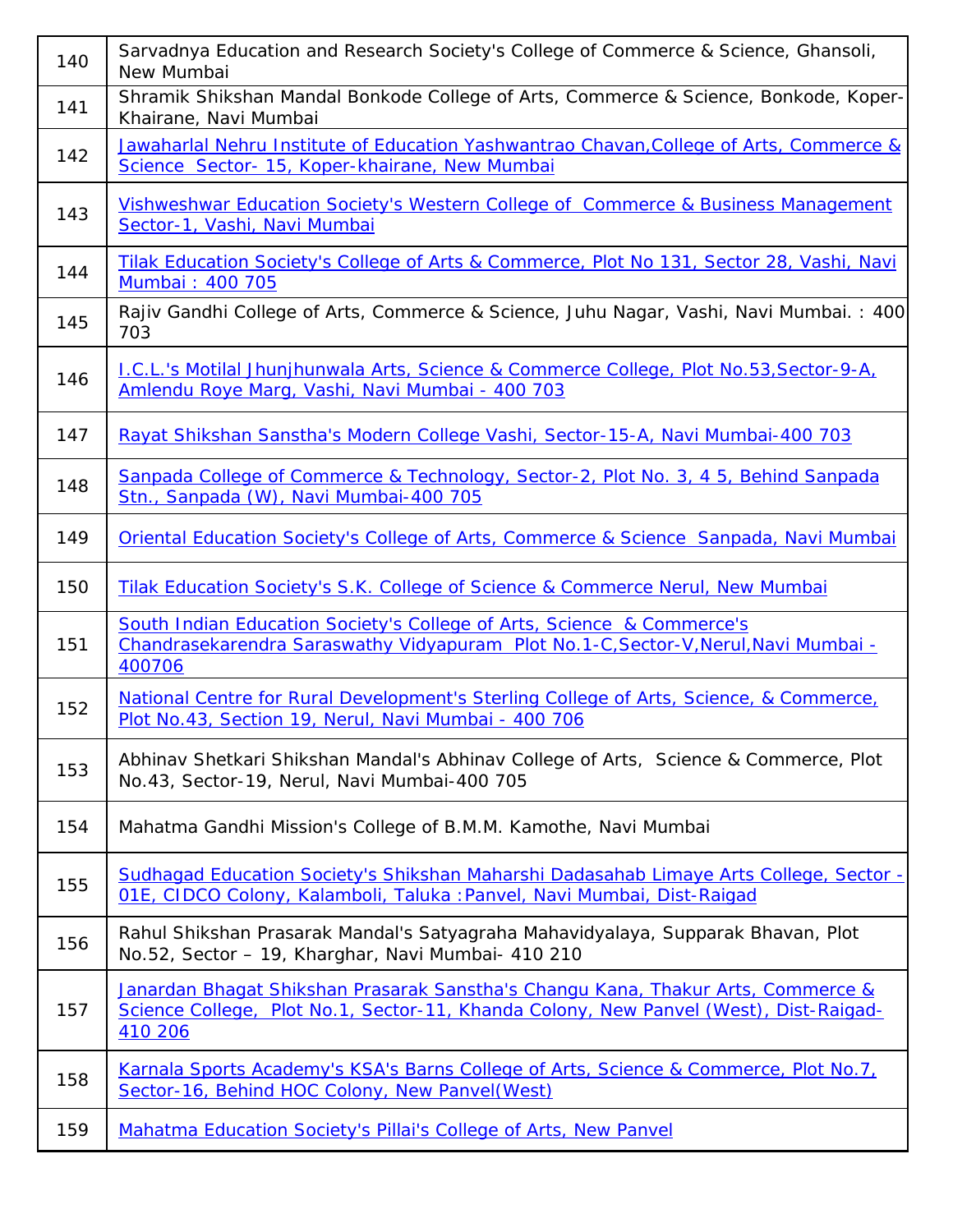| | |
|---|---|
| 140 | Sarvadnya Education and Research Society's College of Commerce & Science, Ghansoli, New Mumbai |
| 141 | Shramik Shikshan Mandal Bonkode College of Arts, Commerce & Science, Bonkode, Koper-Khairane, Navi Mumbai |
| 142 | Jawaharlal Nehru Institute of Education Yashwantrao Chavan,College of Arts, Commerce & Science Sector- 15, Koper-khairane, New Mumbai |
| 143 | Vishweshwar Education Society's Western College of Commerce & Business Management Sector-1, Vashi, Navi Mumbai |
| 144 | Tilak Education Society's College of Arts & Commerce, Plot No 131, Sector 28, Vashi, Navi Mumbai : 400 705 |
| 145 | Rajiv Gandhi College of Arts, Commerce & Science, Juhu Nagar, Vashi, Navi Mumbai. : 400 703 |
| 146 | I.C.L.'s Motilal Jhunjhunwala Arts, Science & Commerce College, Plot No.53,Sector-9-A, Amlendu Roye Marg, Vashi, Navi Mumbai - 400 703 |
| 147 | Rayat Shikshan Sanstha's Modern College Vashi, Sector-15-A, Navi Mumbai-400 703 |
| 148 | Sanpada College of Commerce & Technology, Sector-2, Plot No. 3, 4 5, Behind Sanpada Stn., Sanpada (W), Navi Mumbai-400 705 |
| 149 | Oriental Education Society's College of Arts, Commerce & Science Sanpada, Navi Mumbai |
| 150 | Tilak Education Society's S.K. College of Science & Commerce Nerul, New Mumbai |
| 151 | South Indian Education Society's College of Arts, Science & Commerce's Chandrasekarendra Saraswathy Vidyapuram Plot No.1-C,Sector-V,Nerul,Navi Mumbai - 400706 |
| 152 | National Centre for Rural Development's Sterling College of Arts, Science, & Commerce, Plot No.43, Section 19, Nerul, Navi Mumbai - 400 706 |
| 153 | Abhinav Shetkari Shikshan Mandal's Abhinav College of Arts, Science & Commerce, Plot No.43, Sector-19, Nerul, Navi Mumbai-400 705 |
| 154 | Mahatma Gandhi Mission's College of B.M.M. Kamothe, Navi Mumbai |
| 155 | Sudhagad Education Society's Shikshan Maharshi Dadasahab Limaye Arts College, Sector - 01E, CIDCO Colony, Kalamboli, Taluka :Panvel, Navi Mumbai, Dist-Raigad |
| 156 | Rahul Shikshan Prasarak Mandal's Satyagraha Mahavidyalaya, Supparak Bhavan, Plot No.52, Sector – 19, Kharghar, Navi Mumbai- 410 210 |
| 157 | Janardan Bhagat Shikshan Prasarak Sanstha's Changu Kana, Thakur Arts, Commerce & Science College, Plot No.1, Sector-11, Khanda Colony, New Panvel (West), Dist-Raigad-410 206 |
| 158 | Karnala Sports Academy's KSA's Barns College of Arts, Science & Commerce, Plot No.7, Sector-16, Behind HOC Colony, New Panvel(West) |
| 159 | Mahatma Education Society's Pillai's College of Arts, New Panvel |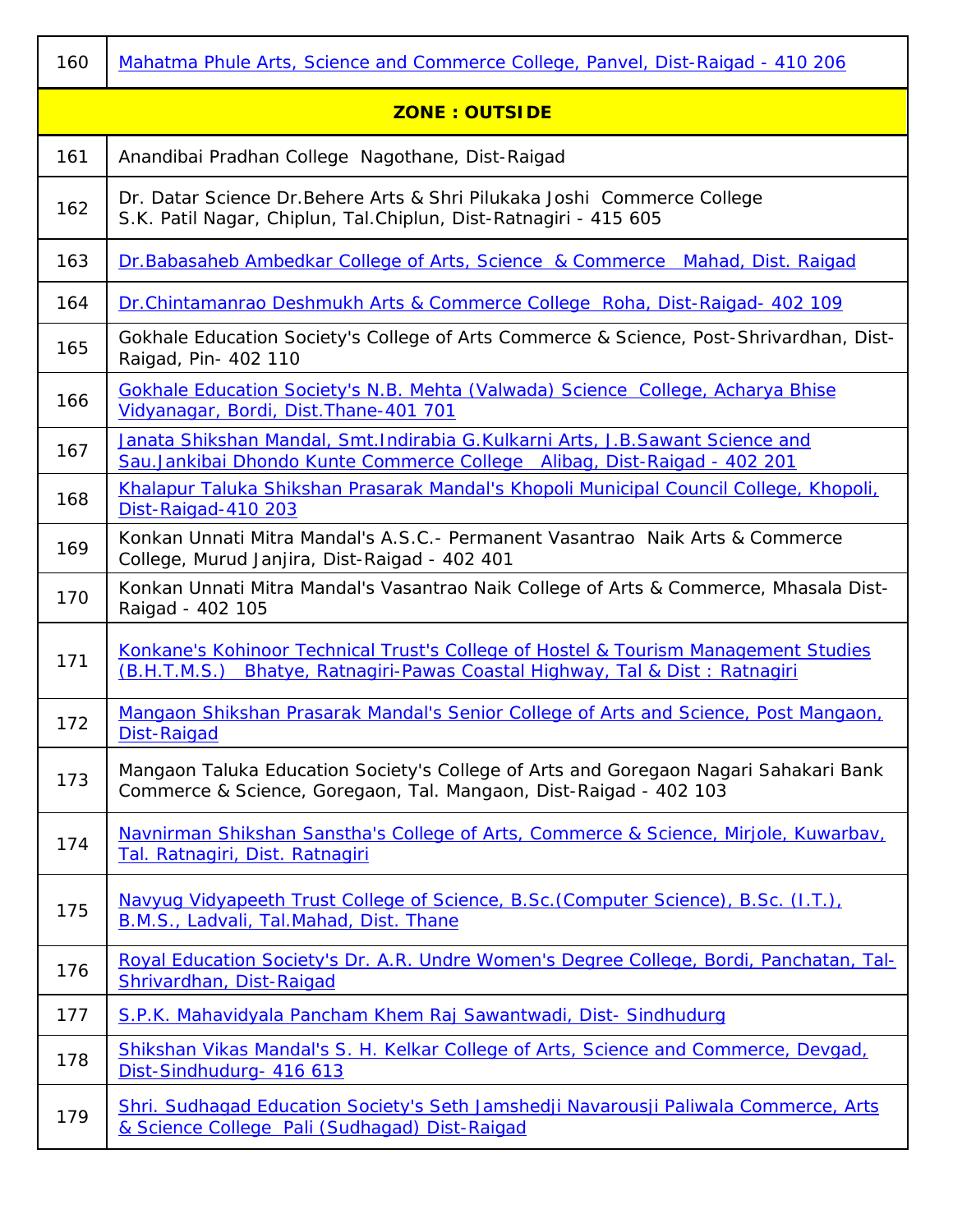| 160 | Mahatma Phule Arts, Science and Commerce College, Panvel, Dist-Raigad - 410 206 |
|---|---|
| **ZONE : OUTSIDE** | |
| 161 | Anandibai Pradhan College Nagothane, Dist-Raigad |
| 162 | Dr. Datar Science Dr.Behere Arts & Shri Pilukaka Joshi Commerce College S.K. Patil Nagar, Chiplun, Tal.Chiplun, Dist-Ratnagiri - 415 605 |
| 163 | Dr.Babasaheb Ambedkar College of Arts, Science & Commerce Mahad, Dist. Raigad |
| 164 | Dr.Chintamanrao Deshmukh Arts & Commerce College Roha, Dist-Raigad- 402 109 |
| 165 | Gokhale Education Society's College of Arts Commerce & Science, Post-Shrivardhan, Dist-Raigad, Pin- 402 110 |
| 166 | Gokhale Education Society's N.B. Mehta (Valwada) Science College, Acharya Bhise Vidyanagar, Bordi, Dist.Thane-401 701 |
| 167 | Janata Shikshan Mandal, Smt.Indirabia G.Kulkarni Arts, J.B.Sawant Science and Sau.Jankibai Dhondo Kunte Commerce College Alibag, Dist-Raigad - 402 201 |
| 168 | Khalapur Taluka Shikshan Prasarak Mandal's Khopoli Municipal Council College, Khopoli, Dist-Raigad-410 203 |
| 169 | Konkan Unnati Mitra Mandal's A.S.C.- Permanent Vasantrao Naik Arts & Commerce College, Murud Janjira, Dist-Raigad - 402 401 |
| 170 | Konkan Unnati Mitra Mandal's Vasantrao Naik College of Arts & Commerce, Mhasala Dist-Raigad - 402 105 |
| 171 | Konkane's Kohinoor Technical Trust's College of Hostel & Tourism Management Studies (B.H.T.M.S.) Bhatye, Ratnagiri-Pawas Coastal Highway, Tal & Dist : Ratnagiri |
| 172 | Mangaon Shikshan Prasarak Mandal's Senior College of Arts and Science, Post Mangaon, Dist-Raigad |
| 173 | Mangaon Taluka Education Society's College of Arts and Goregaon Nagari Sahakari Bank Commerce & Science, Goregaon, Tal. Mangaon, Dist-Raigad - 402 103 |
| 174 | Navnirman Shikshan Sanstha's College of Arts, Commerce & Science, Mirjole, Kuwarbav, Tal. Ratnagiri, Dist. Ratnagiri |
| 175 | Navyug Vidyapeeth Trust College of Science, B.Sc.(Computer Science), B.Sc. (I.T.), B.M.S., Ladvali, Tal.Mahad, Dist. Thane |
| 176 | Royal Education Society's Dr. A.R. Undre Women's Degree College, Bordi, Panchatan, Tal-Shrivardhan, Dist-Raigad |
| 177 | S.P.K. Mahavidyala Pancham Khem Raj Sawantwadi, Dist- Sindhudurg |
| 178 | Shikshan Vikas Mandal's S. H. Kelkar College of Arts, Science and Commerce, Devgad, Dist-Sindhudurg- 416 613 |
| 179 | Shri. Sudhagad Education Society's Seth Jamshedji Navarousji Paliwala Commerce, Arts & Science College Pali (Sudhagad) Dist-Raigad |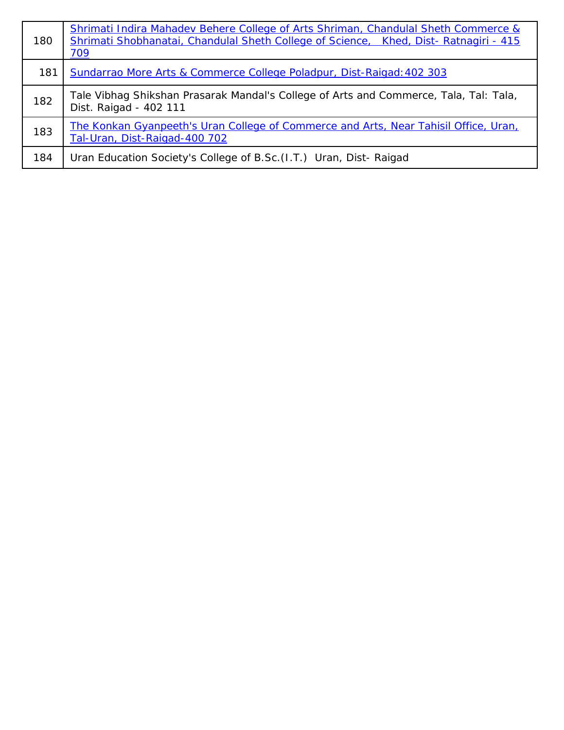| | |
|---|---|
| 180 | Shrimati Indira Mahadev Behere College of Arts Shriman, Chandulal Sheth Commerce & Shrimati Shobhanatai, Chandulal Sheth College of Science, Khed, Dist- Ratnagiri - 415 709 |
| 181 | Sundarrao More Arts & Commerce College Poladpur, Dist-Raigad:402 303 |
| 182 | Tale Vibhag Shikshan Prasarak Mandal's College of Arts and Commerce, Tala, Tal: Tala, Dist. Raigad - 402 111 |
| 183 | The Konkan Gyanpeeth's Uran College of Commerce and Arts, Near Tahisil Office, Uran, Tal-Uran, Dist-Raigad-400 702 |
| 184 | Uran Education Society's College of B.Sc.(I.T.) Uran, Dist- Raigad |